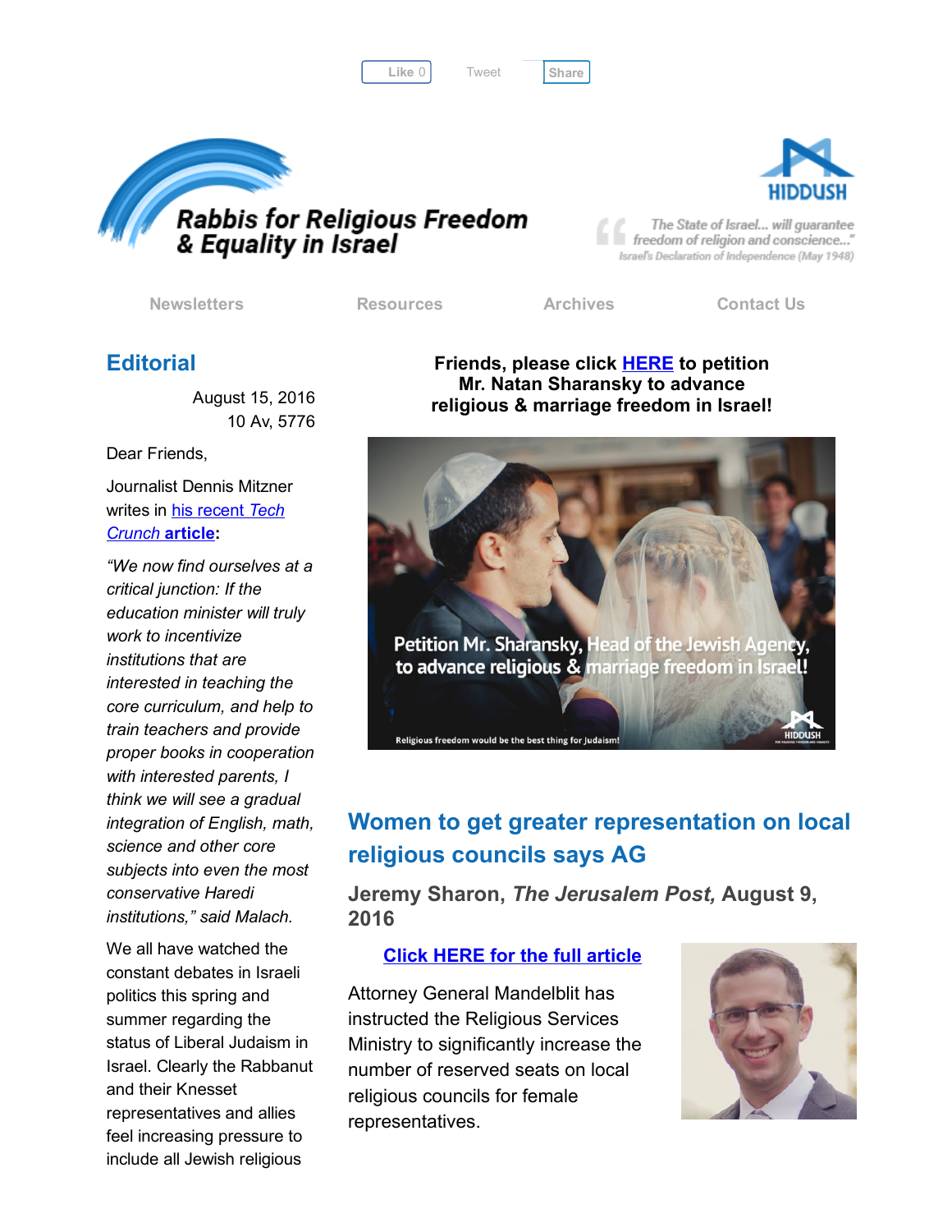Like 0 Tweet Share

Rabbis for Religious Freedom & Equality in Israel

HIDDUSH

"The State of Israel... will guarantee freedom of religion and conscience..."
Israel's Declaration of Independence (May 1948)

Newsletters Resources Archives Contact Us

## Editorial

August 15, 2016
10 Av, 5776

Dear Friends,

Journalist Dennis Mitzner writes in his recent *Tech Crunch* **article**:

*"We now find ourselves at a critical junction: If the education minister will truly work to incentivize institutions that are interested in teaching the core curriculum, and help to train teachers and provide proper books in cooperation with interested parents, I think we will see a gradual integration of English, math, science and other core subjects into even the most conservative Haredi institutions," said Malach.*

We all have watched the constant debates in Israeli politics this spring and summer regarding the status of Liberal Judaism in Israel. Clearly the Rabbanut and their Knesset representatives and allies feel increasing pressure to include all Jewish religious

**Friends, please click HERE to petition Mr. Natan Sharansky to advance religious & marriage freedom in Israel!**

## Women to get greater representation on local religious councils says AG

### Jeremy Sharon, *The Jerusalem Post,* August 9, 2016

**Click HERE for the full article**

Attorney General Mandelblit has instructed the Religious Services Ministry to significantly increase the number of reserved seats on local religious councils for female representatives.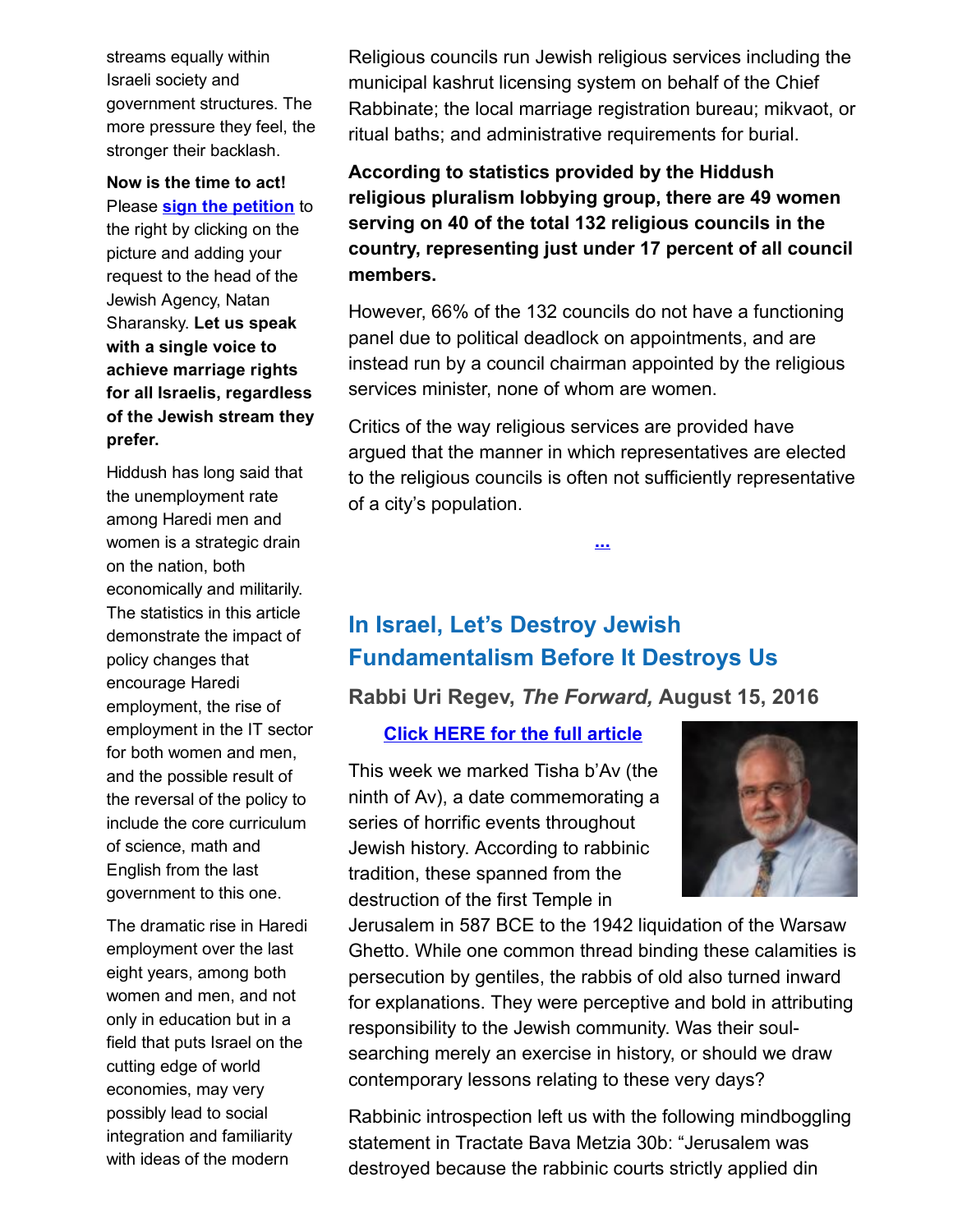streams equally within Israeli society and government structures. The more pressure they feel, the stronger their backlash.

**Now is the time to act!** Please **sign the petition** to the right by clicking on the picture and adding your request to the head of the Jewish Agency, Natan Sharansky. **Let us speak with a single voice to achieve marriage rights for all Israelis, regardless of the Jewish stream they prefer.**

Hiddush has long said that the unemployment rate among Haredi men and women is a strategic drain on the nation, both economically and militarily. The statistics in this article demonstrate the impact of policy changes that encourage Haredi employment, the rise of employment in the IT sector for both women and men, and the possible result of the reversal of the policy to include the core curriculum of science, math and English from the last government to this one.

The dramatic rise in Haredi employment over the last eight years, among both women and men, and not only in education but in a field that puts Israel on the cutting edge of world economies, may very possibly lead to social integration and familiarity with ideas of the modern

Religious councils run Jewish religious services including the municipal kashrut licensing system on behalf of the Chief Rabbinate; the local marriage registration bureau; mikvaot, or ritual baths; and administrative requirements for burial.

**According to statistics provided by the Hiddush religious pluralism lobbying group, there are 49 women serving on 40 of the total 132 religious councils in the country, representing just under 17 percent of all council members.**

However, 66% of the 132 councils do not have a functioning panel due to political deadlock on appointments, and are instead run by a council chairman appointed by the religious services minister, none of whom are women.

Critics of the way religious services are provided have argued that the manner in which representatives are elected to the religious councils is often not sufficiently representative of a city's population.

...

## In Israel, Let's Destroy Jewish Fundamentalism Before It Destroys Us

### Rabbi Uri Regev, *The Forward,* August 15, 2016

**Click HERE for the full article**

This week we marked Tisha b'Av (the ninth of Av), a date commemorating a series of horrific events throughout Jewish history. According to rabbinic tradition, these spanned from the destruction of the first Temple in Jerusalem in 587 BCE to the 1942 liquidation of the Warsaw Ghetto. While one common thread binding these calamities is persecution by gentiles, the rabbis of old also turned inward for explanations. They were perceptive and bold in attributing responsibility to the Jewish community. Was their soul-searching merely an exercise in history, or should we draw contemporary lessons relating to these very days?

Rabbinic introspection left us with the following mindboggling statement in Tractate Bava Metzia 30b: "Jerusalem was destroyed because the rabbinic courts strictly applied din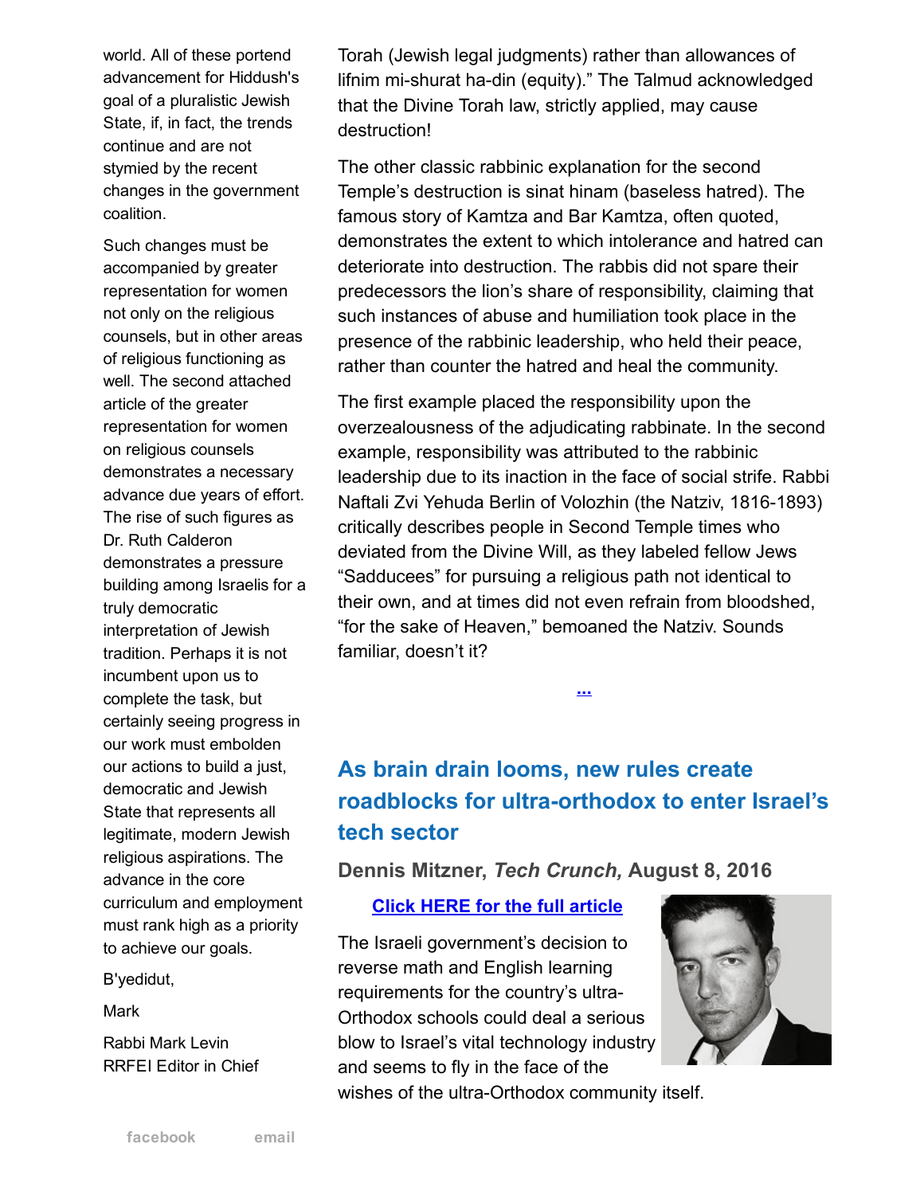world. All of these portend advancement for Hiddush's goal of a pluralistic Jewish State, if, in fact, the trends continue and are not stymied by the recent changes in the government coalition.

Such changes must be accompanied by greater representation for women not only on the religious counsels, but in other areas of religious functioning as well. The second attached article of the greater representation for women on religious counsels demonstrates a necessary advance due years of effort. The rise of such figures as Dr. Ruth Calderon demonstrates a pressure building among Israelis for a truly democratic interpretation of Jewish tradition. Perhaps it is not incumbent upon us to complete the task, but certainly seeing progress in our work must embolden our actions to build a just, democratic and Jewish State that represents all legitimate, modern Jewish religious aspirations. The advance in the core curriculum and employment must rank high as a priority to achieve our goals.

B'yedidut,

Mark

Rabbi Mark Levin
RRFEI Editor in Chief

Torah (Jewish legal judgments) rather than allowances of lifnim mi-shurat ha-din (equity)." The Talmud acknowledged that the Divine Torah law, strictly applied, may cause destruction!

The other classic rabbinic explanation for the second Temple's destruction is sinat hinam (baseless hatred). The famous story of Kamtza and Bar Kamtza, often quoted, demonstrates the extent to which intolerance and hatred can deteriorate into destruction. The rabbis did not spare their predecessors the lion's share of responsibility, claiming that such instances of abuse and humiliation took place in the presence of the rabbinic leadership, who held their peace, rather than counter the hatred and heal the community.

The first example placed the responsibility upon the overzealousness of the adjudicating rabbinate. In the second example, responsibility was attributed to the rabbinic leadership due to its inaction in the face of social strife. Rabbi Naftali Zvi Yehuda Berlin of Volozhin (the Natziv, 1816-1893) critically describes people in Second Temple times who deviated from the Divine Will, as they labeled fellow Jews "Sadducees" for pursuing a religious path not identical to their own, and at times did not even refrain from bloodshed, "for the sake of Heaven," bemoaned the Natziv. Sounds familiar, doesn't it?

...

## As brain drain looms, new rules create roadblocks for ultra-orthodox to enter Israel's tech sector

**Dennis Mitzner, *Tech Crunch,* August 8, 2016**

Click HERE for the full article

The Israeli government's decision to reverse math and English learning requirements for the country's ultra-Orthodox schools could deal a serious blow to Israel's vital technology industry and seems to fly in the face of the wishes of the ultra-Orthodox community itself.

facebook email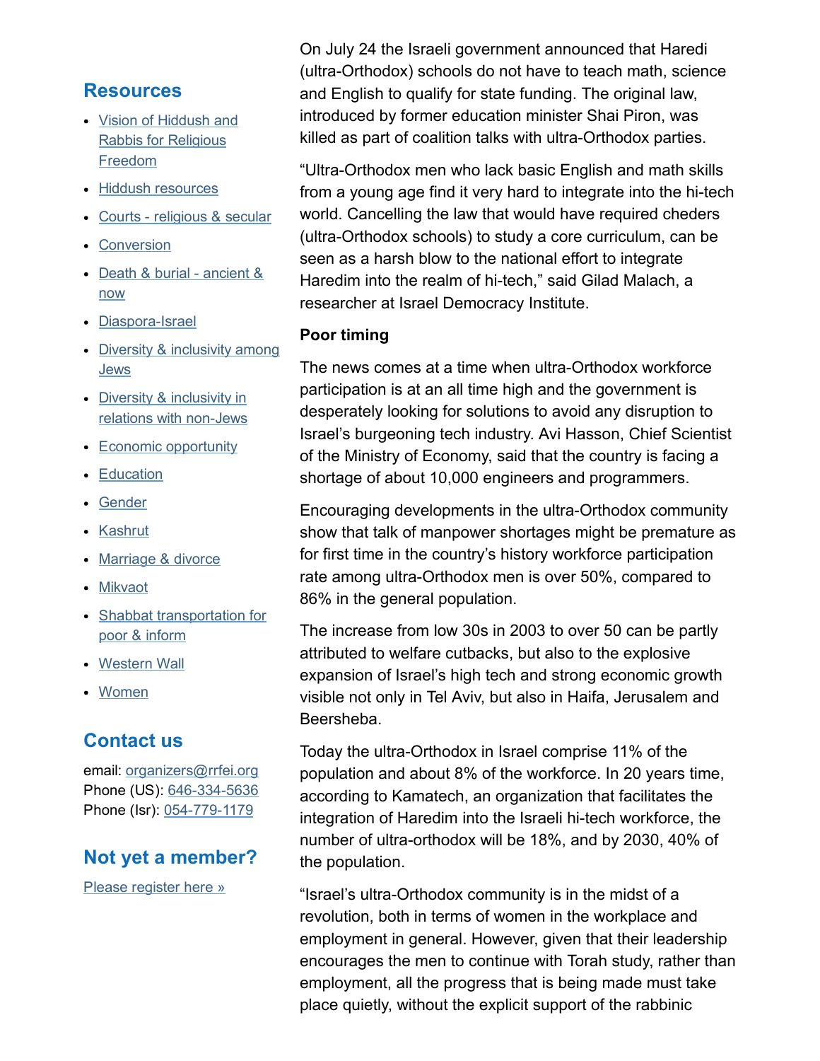## Resources

- Vision of Hiddush and Rabbis for Religious Freedom
- Hiddush resources
- Courts - religious & secular
- Conversion
- Death & burial - ancient & now
- Diaspora-Israel
- Diversity & inclusivity among Jews
- Diversity & inclusivity in relations with non-Jews
- Economic opportunity
- Education
- Gender
- Kashrut
- Marriage & divorce
- Mikvaot
- Shabbat transportation for poor & inform
- Western Wall
- Women

## Contact us

email: organizers@rrfei.org
Phone (US): 646-334-5636
Phone (Isr): 054-779-1179

## Not yet a member?

Please register here »

On July 24 the Israeli government announced that Haredi (ultra-Orthodox) schools do not have to teach math, science and English to qualify for state funding. The original law, introduced by former education minister Shai Piron, was killed as part of coalition talks with ultra-Orthodox parties.

"Ultra-Orthodox men who lack basic English and math skills from a young age find it very hard to integrate into the hi-tech world. Cancelling the law that would have required cheders (ultra-Orthodox schools) to study a core curriculum, can be seen as a harsh blow to the national effort to integrate Haredim into the realm of hi-tech," said Gilad Malach, a researcher at Israel Democracy Institute.

**Poor timing**

The news comes at a time when ultra-Orthodox workforce participation is at an all time high and the government is desperately looking for solutions to avoid any disruption to Israel's burgeoning tech industry. Avi Hasson, Chief Scientist of the Ministry of Economy, said that the country is facing a shortage of about 10,000 engineers and programmers.

Encouraging developments in the ultra-Orthodox community show that talk of manpower shortages might be premature as for first time in the country's history workforce participation rate among ultra-Orthodox men is over 50%, compared to 86% in the general population.

The increase from low 30s in 2003 to over 50 can be partly attributed to welfare cutbacks, but also to the explosive expansion of Israel's high tech and strong economic growth visible not only in Tel Aviv, but also in Haifa, Jerusalem and Beersheba.

Today the ultra-Orthodox in Israel comprise 11% of the population and about 8% of the workforce. In 20 years time, according to Kamatech, an organization that facilitates the integration of Haredim into the Israeli hi-tech workforce, the number of ultra-orthodox will be 18%, and by 2030, 40% of the population.

"Israel's ultra-Orthodox community is in the midst of a revolution, both in terms of women in the workplace and employment in general. However, given that their leadership encourages the men to continue with Torah study, rather than employment, all the progress that is being made must take place quietly, without the explicit support of the rabbinic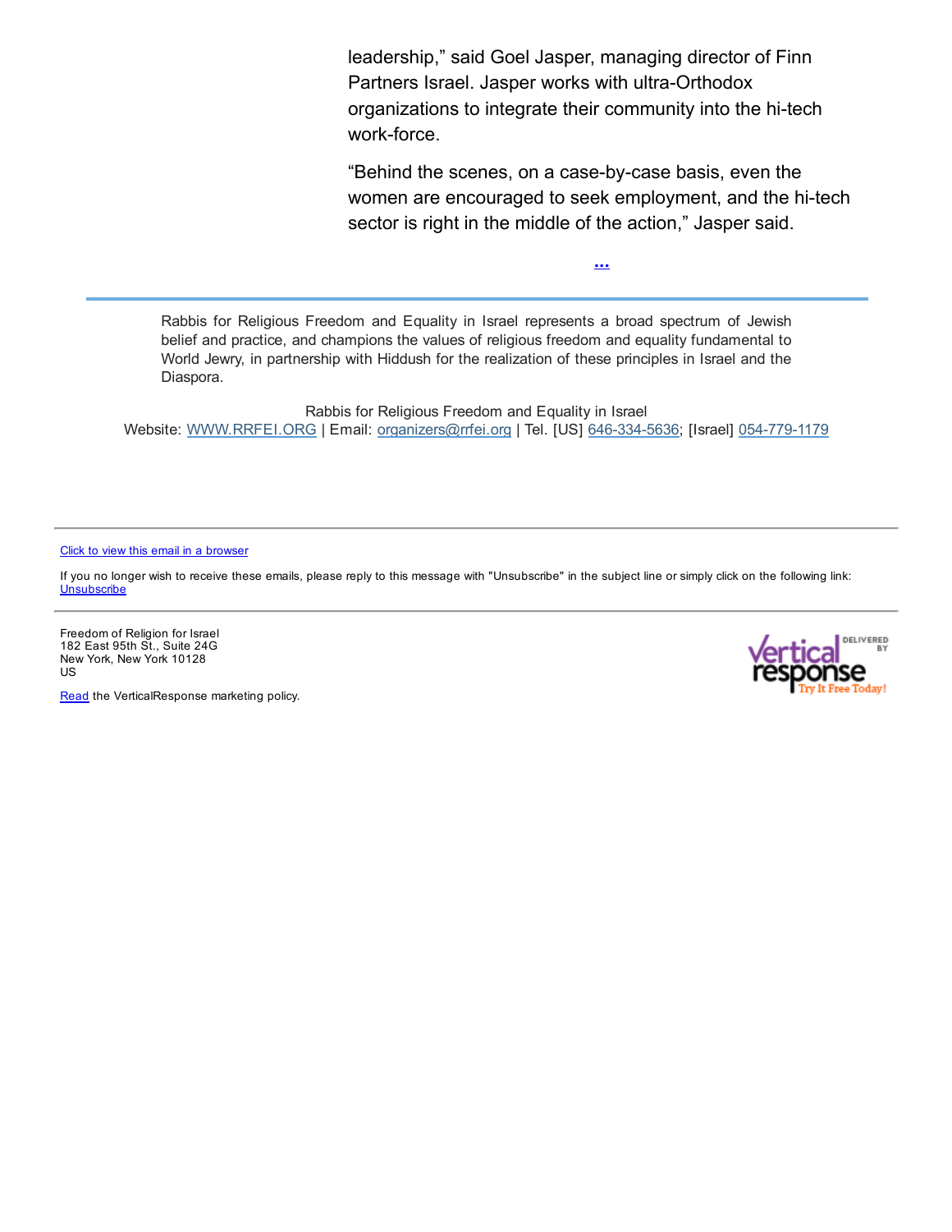leadership," said Goel Jasper, managing director of Finn Partners Israel. Jasper works with ultra-Orthodox organizations to integrate their community into the hi-tech work-force.

"Behind the scenes, on a case-by-case basis, even the women are encouraged to seek employment, and the hi-tech sector is right in the middle of the action," Jasper said.

...

---

Rabbis for Religious Freedom and Equality in Israel represents a broad spectrum of Jewish belief and practice, and champions the values of religious freedom and equality fundamental to World Jewry, in partnership with Hiddush for the realization of these principles in Israel and the Diaspora.

Rabbis for Religious Freedom and Equality in Israel
Website: WWW.RRFEI.ORG | Email: organizers@rrfei.org | Tel. [US] 646-334-5636; [Israel] 054-779-1179

---

Click to view this email in a browser

If you no longer wish to receive these emails, please reply to this message with "Unsubscribe" in the subject line or simply click on the following link: Unsubscribe

---

Freedom of Religion for Israel
182 East 95th St., Suite 24G
New York, New York 10128
US

Read the VerticalResponse marketing policy.